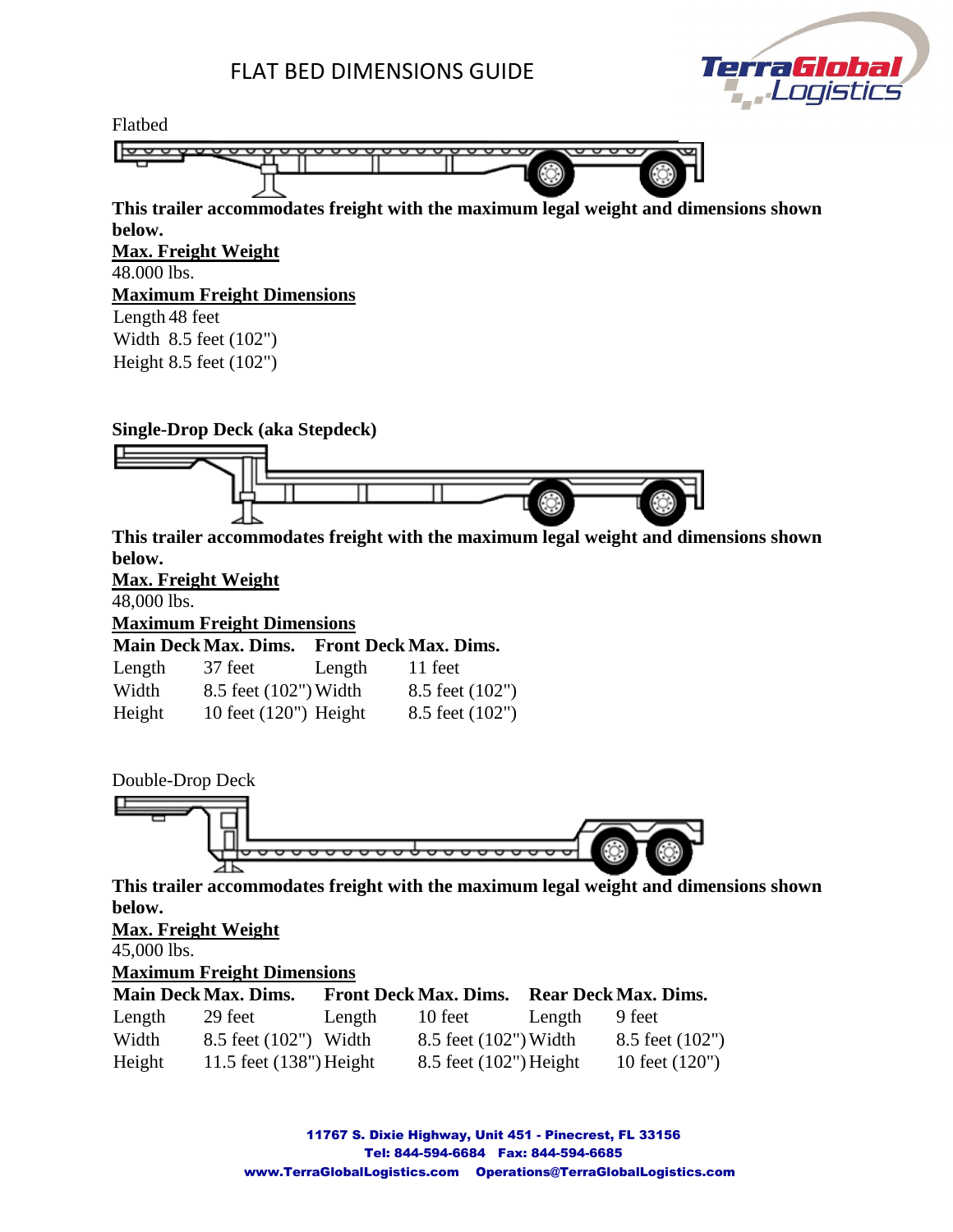# FLAT BED DIMENSIONS GUIDE

TerraGlobal Logistics

Flatbed

**This trailer accommodates freight with the maximum legal weight and dimensions shown below.**

**Max. Freight Weight**

48.000 lbs.

**Maximum Freight Dimensions**

Length 48 feet
Width 8.5 feet (102")
Height 8.5 feet (102")

**Single-Drop Deck (aka Stepdeck)**

**This trailer accommodates freight with the maximum legal weight and dimensions shown below.**

**Max. Freight Weight**

48,000 lbs.

**Maximum Freight Dimensions**

| Main Deck | Max. Dims. | Front Deck | Max. Dims. |
|---|---|---|---|
| Length | 37 feet | Length | 11 feet |
| Width | 8.5 feet (102") | Width | 8.5 feet (102") |
| Height | 10 feet (120") | Height | 8.5 feet (102") |

Double-Drop Deck

**This trailer accommodates freight with the maximum legal weight and dimensions shown below.**

**Max. Freight Weight**

45,000 lbs.

**Maximum Freight Dimensions**

| Main Deck | Max. Dims. | Front Deck | Max. Dims. | Rear Deck | Max. Dims. |
|---|---|---|---|---|---|
| Length | 29 feet | Length | 10 feet | Length | 9 feet |
| Width | 8.5 feet (102") | Width | 8.5 feet (102") | Width | 8.5 feet (102") |
| Height | 11.5 feet (138") | Height | 8.5 feet (102") | Height | 10 feet (120") |

11767 S. Dixie Highway, Unit 451 - Pinecrest, FL 33156
Tel: 844-594-6684 Fax: 844-594-6685
www.TerraGlobalLogistics.com Operations@TerraGlobalLogistics.com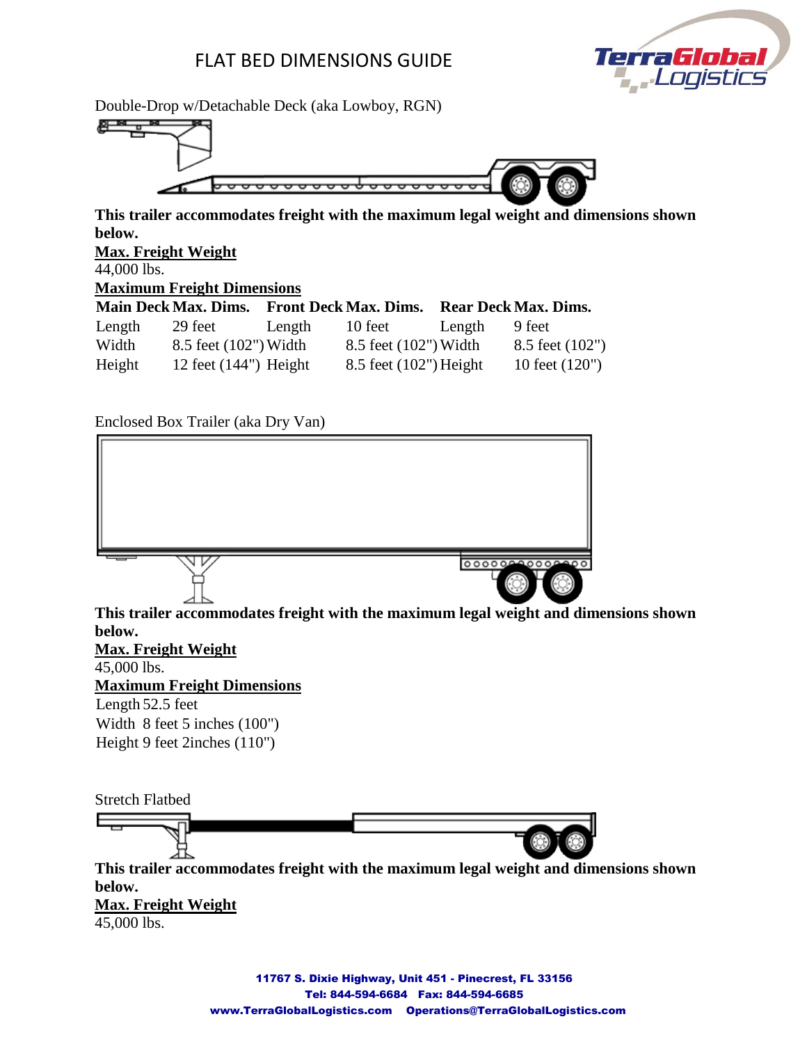# FLAT BED DIMENSIONS GUIDE

Double-Drop w/Detachable Deck (aka Lowboy, RGN)

**This trailer accommodates freight with the maximum legal weight and dimensions shown below.**

**Max. Freight Weight**

44,000 lbs.

**Maximum Freight Dimensions**

| **Main Deck** | **Max. Dims.** | **Front Deck** | **Max. Dims.** | **Rear Deck** | **Max. Dims.** |
|---|---|---|---|---|---|
| Length | 29 feet | Length | 10 feet | Length | 9 feet |
| Width | 8.5 feet (102") | Width | 8.5 feet (102") | Width | 8.5 feet (102") |
| Height | 12 feet (144") | Height | 8.5 feet (102") | Height | 10 feet (120") |

Enclosed Box Trailer (aka Dry Van)

**This trailer accommodates freight with the maximum legal weight and dimensions shown below.**

**Max. Freight Weight**

45,000 lbs.

**Maximum Freight Dimensions**

Length 52.5 feet
Width 8 feet 5 inches (100")
Height 9 feet 2inches (110")

Stretch Flatbed

**This trailer accommodates freight with the maximum legal weight and dimensions shown below.**

**Max. Freight Weight**

45,000 lbs.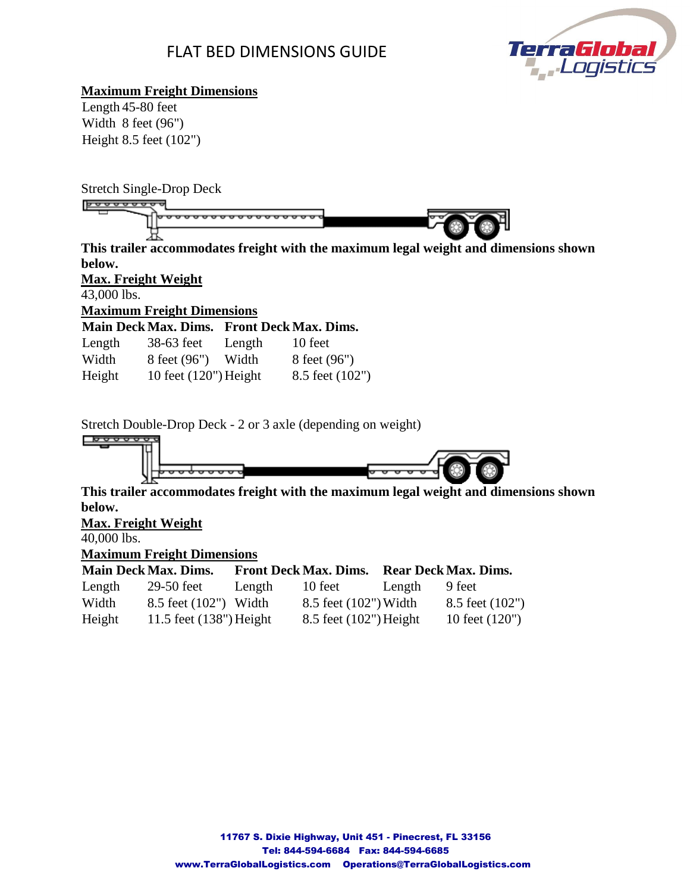# FLAT BED DIMENSIONS GUIDE

**Maximum Freight Dimensions**

Length 45-80 feet
Width 8 feet (96")
Height 8.5 feet (102")

Stretch Single-Drop Deck

**This trailer accommodates freight with the maximum legal weight and dimensions shown below.**

**Max. Freight Weight**

43,000 lbs.

**Maximum Freight Dimensions**

| **Main Deck** | **Max. Dims.** | **Front Deck** | **Max. Dims.** |
|---|---|---|---|
| Length | 38-63 feet | Length | 10 feet |
| Width | 8 feet (96") | Width | 8 feet (96") |
| Height | 10 feet (120") | Height | 8.5 feet (102") |

Stretch Double-Drop Deck - 2 or 3 axle (depending on weight)

**This trailer accommodates freight with the maximum legal weight and dimensions shown below.**

**Max. Freight Weight**

40,000 lbs.

**Maximum Freight Dimensions**

| **Main Deck** | **Max. Dims.** | **Front Deck** | **Max. Dims.** | **Rear Deck** | **Max. Dims.** |
|---|---|---|---|---|---|
| Length | 29-50 feet | Length | 10 feet | Length | 9 feet |
| Width | 8.5 feet (102") | Width | 8.5 feet (102") | Width | 8.5 feet (102") |
| Height | 11.5 feet (138") | Height | 8.5 feet (102") | Height | 10 feet (120") |

**11767 S. Dixie Highway, Unit 451 - Pinecrest, FL 33156**
**Tel: 844-594-6684 Fax: 844-594-6685**
**www.TerraGlobalLogistics.com Operations@TerraGlobalLogistics.com**